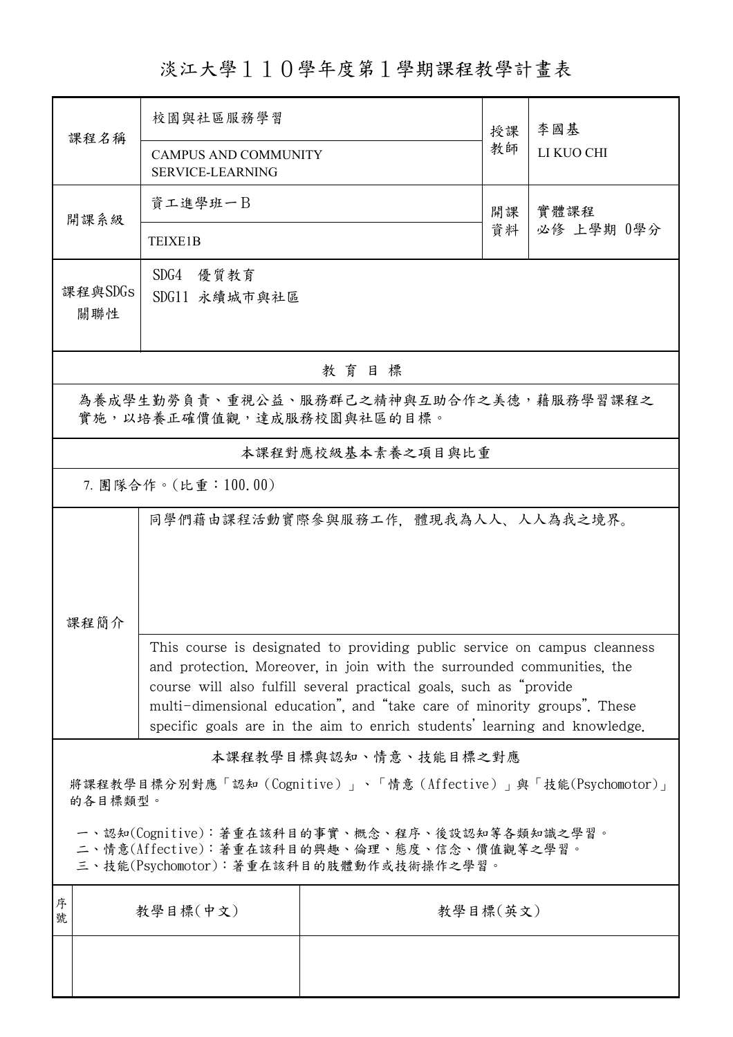# 淡江大學１１０學年度第１學期課程教學計畫表

| 課程名稱 | 校園與社區服務學習 | 授課教師 | 李國基 |
|---|---|---|---|
| | CAMPUS AND COMMUNITY SERVICE-LEARNING | | LI KUO CHI |
| 開課系級 | 資工進學班一Ｂ | 開課資料 | 實體課程<br>必修 上學期 0學分 |
| | TEIXE1B | | |
| 課程與SDGs關聯性 | SDG4 優質教育<br>SDG11 永續城市與社區 | | |

## 教 育 目 標

為養成學生勤勞負責、重視公益、服務群己之精神與互助合作之美德，藉服務學習課程之實施，以培養正確價值觀，達成服務校園與社區的目標。

## 本課程對應校級基本素養之項目與比重

7. 團隊合作。(比重：100.00)

## 課程簡介

同學們藉由課程活動實際參與服務工作，體現我為人人、人人為我之境界。

This course is designated to providing public service on campus cleanness and protection. Moreover, in join with the surrounded communities, the course will also fulfill several practical goals, such as "provide multi-dimensional education", and "take care of minority groups". These specific goals are in the aim to enrich students' learning and knowledge.

## 本課程教學目標與認知、情意、技能目標之對應

將課程教學目標分別對應「認知（Cognitive）」、「情意（Affective）」與「技能(Psychomotor)」的各目標類型。

一、認知(Cognitive)：著重在該科目的事實、概念、程序、後設認知等各類知識之學習。
二、情意(Affective)：著重在該科目的興趣、倫理、態度、信念、價值觀等之學習。
三、技能(Psychomotor)：著重在該科目的肢體動作或技術操作之學習。

| 序號 | 教學目標(中文) | 教學目標(英文) |
|---|---|---|
| | | |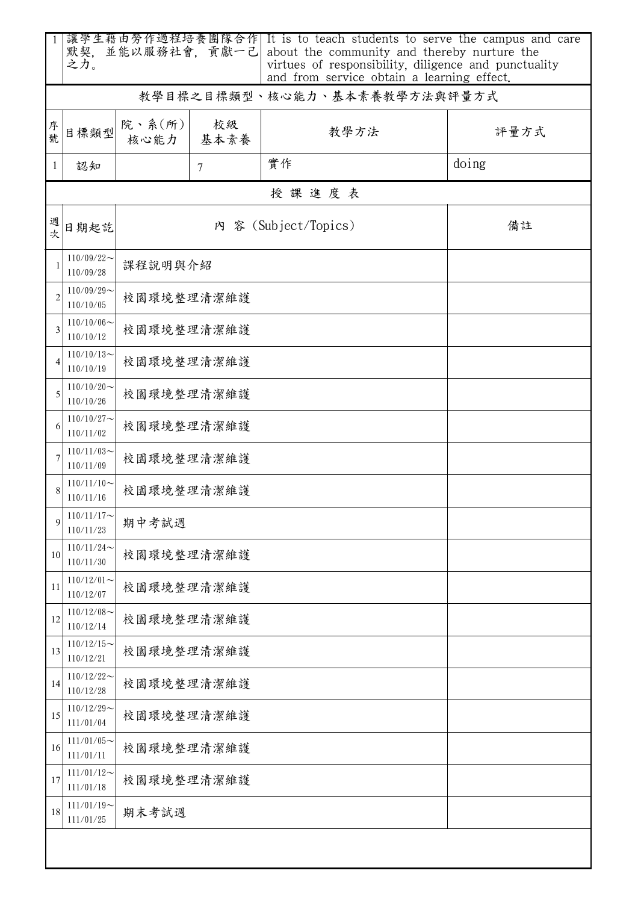| 1 | 讓學生藉由勞作過程培養團隊合作默契，並能以服務社會，貢獻一己之力。 | It is to teach students to serve the campus and care about the community and thereby nurture the virtues of responsibility, diligence and punctuality and from service obtain a learning effect. |
|---|---|---|

## 教學目標之目標類型、核心能力、基本素養教學方法與評量方式

| 序號 | 目標類型 | 院、系(所)核心能力 | 校級基本素養 | 教學方法 | 評量方式 |
|---|---|---|---|---|---|
| 1 | 認知 | | 7 | 實作 | doing |

## 授課進度表

| 週次 | 日期起訖 | 內 容 (Subject/Topics) | 備註 |
|---|---|---|---|
| 1 | 110/09/22～110/09/28 | 課程說明與介紹 | |
| 2 | 110/09/29～110/10/05 | 校園環境整理清潔維護 | |
| 3 | 110/10/06～110/10/12 | 校園環境整理清潔維護 | |
| 4 | 110/10/13～110/10/19 | 校園環境整理清潔維護 | |
| 5 | 110/10/20～110/10/26 | 校園環境整理清潔維護 | |
| 6 | 110/10/27～110/11/02 | 校園環境整理清潔維護 | |
| 7 | 110/11/03～110/11/09 | 校園環境整理清潔維護 | |
| 8 | 110/11/10～110/11/16 | 校園環境整理清潔維護 | |
| 9 | 110/11/17～110/11/23 | 期中考試週 | |
| 10 | 110/11/24～110/11/30 | 校園環境整理清潔維護 | |
| 11 | 110/12/01～110/12/07 | 校園環境整理清潔維護 | |
| 12 | 110/12/08～110/12/14 | 校園環境整理清潔維護 | |
| 13 | 110/12/15～110/12/21 | 校園環境整理清潔維護 | |
| 14 | 110/12/22～110/12/28 | 校園環境整理清潔維護 | |
| 15 | 110/12/29～111/01/04 | 校園環境整理清潔維護 | |
| 16 | 111/01/05～111/01/11 | 校園環境整理清潔維護 | |
| 17 | 111/01/12～111/01/18 | 校園環境整理清潔維護 | |
| 18 | 111/01/19～111/01/25 | 期末考試週 | |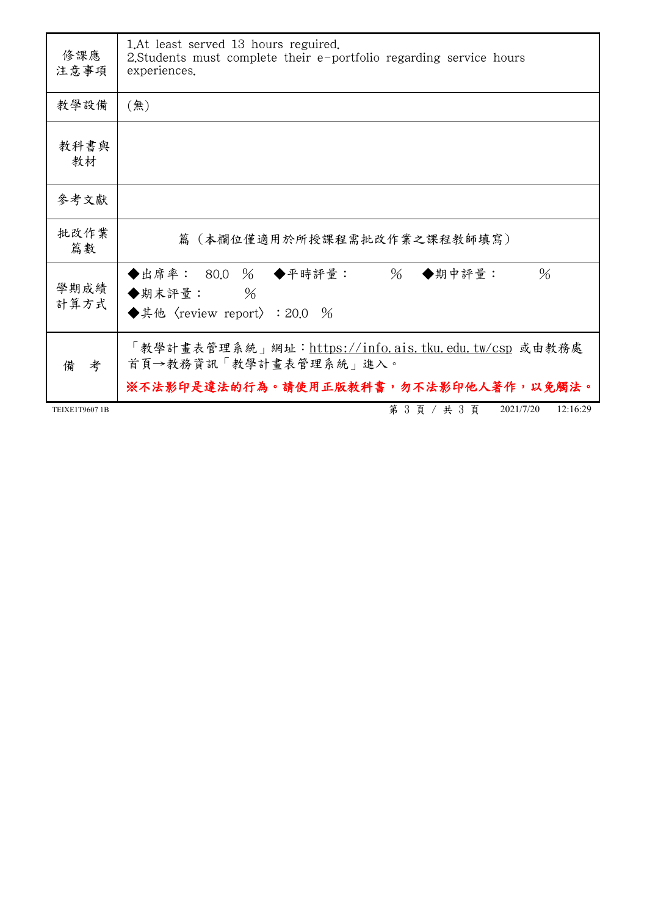| | |
|---|---|
| 修課應注意事項 | 1.At least served 13 hours reguired.<br>2.Students must complete their e-portfolio regarding service hours experiences. |
| 教學設備 | (無) |
| 教科書與教材 | |
| 參考文獻 | |
| 批改作業篇數 | 篇（本欄位僅適用於所授課程需批改作業之課程教師填寫） |
| 學期成績計算方式 | ◆出席率： 80.0 ％ ◆平時評量： ％ ◆期中評量： ％<br>◆期末評量： ％<br>◆其他〈review report〉：20.0 ％ |
| 備 考 | 「教學計畫表管理系統」網址：https://info.ais.tku.edu.tw/csp 或由教務處首頁→教務資訊「教學計畫表管理系統」進入。<br>**※不法影印是違法的行為。請使用正版教科書，勿不法影印他人著作，以免觸法。** |

TEIXE1T9607 1B 2021/7/20 12:16:29